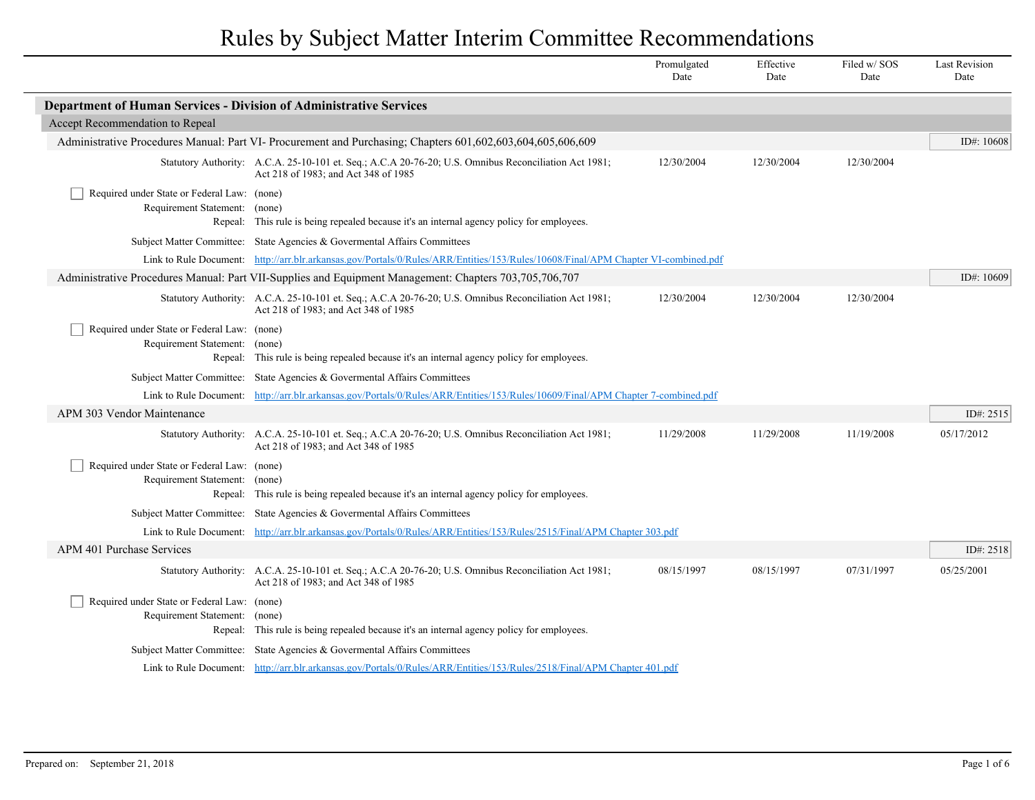# Rules by Subject Matter Interim Committee Recommendations

| | Promulgated Date | Effective Date | Filed w/ SOS Date | Last Revision Date |
|---|---|---|---|---|

## Department of Human Services - Division of Administrative Services

### Accept Recommendation to Repeal

#### Administrative Procedures Manual: Part VI- Procurement and Purchasing; Chapters 601,602,603,604,605,606,609

ID#: 10608

| | | Promulgated Date | Effective Date | Filed w/ SOS Date | Last Revision Date |
|---|---|---|---|---|---|
| Statutory Authority: | A.C.A. 25-10-101 et. Seq.; A.C.A 20-76-20; U.S. Omnibus Reconciliation Act 1981; Act 218 of 1983; and Act 348 of 1985 | 12/30/2004 | 12/30/2004 | 12/30/2004 | |

- [ ] Required under State or Federal Law: (none)

Requirement Statement: (none)

Repeal: This rule is being repealed because it's an internal agency policy for employees.

Subject Matter Committee: State Agencies & Govermental Affairs Committees

Link to Rule Document: http://arr.blr.arkansas.gov/Portals/0/Rules/ARR/Entities/153/Rules/10608/Final/APM Chapter VI-combined.pdf

#### Administrative Procedures Manual: Part VII-Supplies and Equipment Management: Chapters 703,705,706,707

ID#: 10609

| | | Promulgated Date | Effective Date | Filed w/ SOS Date | Last Revision Date |
|---|---|---|---|---|---|
| Statutory Authority: | A.C.A. 25-10-101 et. Seq.; A.C.A 20-76-20; U.S. Omnibus Reconciliation Act 1981; Act 218 of 1983; and Act 348 of 1985 | 12/30/2004 | 12/30/2004 | 12/30/2004 | |

- [ ] Required under State or Federal Law: (none)

Requirement Statement: (none)

Repeal: This rule is being repealed because it's an internal agency policy for employees.

Subject Matter Committee: State Agencies & Govermental Affairs Committees

Link to Rule Document: http://arr.blr.arkansas.gov/Portals/0/Rules/ARR/Entities/153/Rules/10609/Final/APM Chapter 7-combined.pdf

#### APM 303 Vendor Maintenance

ID#: 2515

| | | Promulgated Date | Effective Date | Filed w/ SOS Date | Last Revision Date |
|---|---|---|---|---|---|
| Statutory Authority: | A.C.A. 25-10-101 et. Seq.; A.C.A 20-76-20; U.S. Omnibus Reconciliation Act 1981; Act 218 of 1983; and Act 348 of 1985 | 11/29/2008 | 11/29/2008 | 11/19/2008 | 05/17/2012 |

- [ ] Required under State or Federal Law: (none)

Requirement Statement: (none)

Repeal: This rule is being repealed because it's an internal agency policy for employees.

Subject Matter Committee: State Agencies & Govermental Affairs Committees

Link to Rule Document: http://arr.blr.arkansas.gov/Portals/0/Rules/ARR/Entities/153/Rules/2515/Final/APM Chapter 303.pdf

#### APM 401 Purchase Services

ID#: 2518

| | | Promulgated Date | Effective Date | Filed w/ SOS Date | Last Revision Date |
|---|---|---|---|---|---|
| Statutory Authority: | A.C.A. 25-10-101 et. Seq.; A.C.A 20-76-20; U.S. Omnibus Reconciliation Act 1981; Act 218 of 1983; and Act 348 of 1985 | 08/15/1997 | 08/15/1997 | 07/31/1997 | 05/25/2001 |

- [ ] Required under State or Federal Law: (none)

Requirement Statement: (none)

Repeal: This rule is being repealed because it's an internal agency policy for employees.

Subject Matter Committee: State Agencies & Govermental Affairs Committees

Link to Rule Document: http://arr.blr.arkansas.gov/Portals/0/Rules/ARR/Entities/153/Rules/2518/Final/APM Chapter 401.pdf

Prepared on: September 21, 2018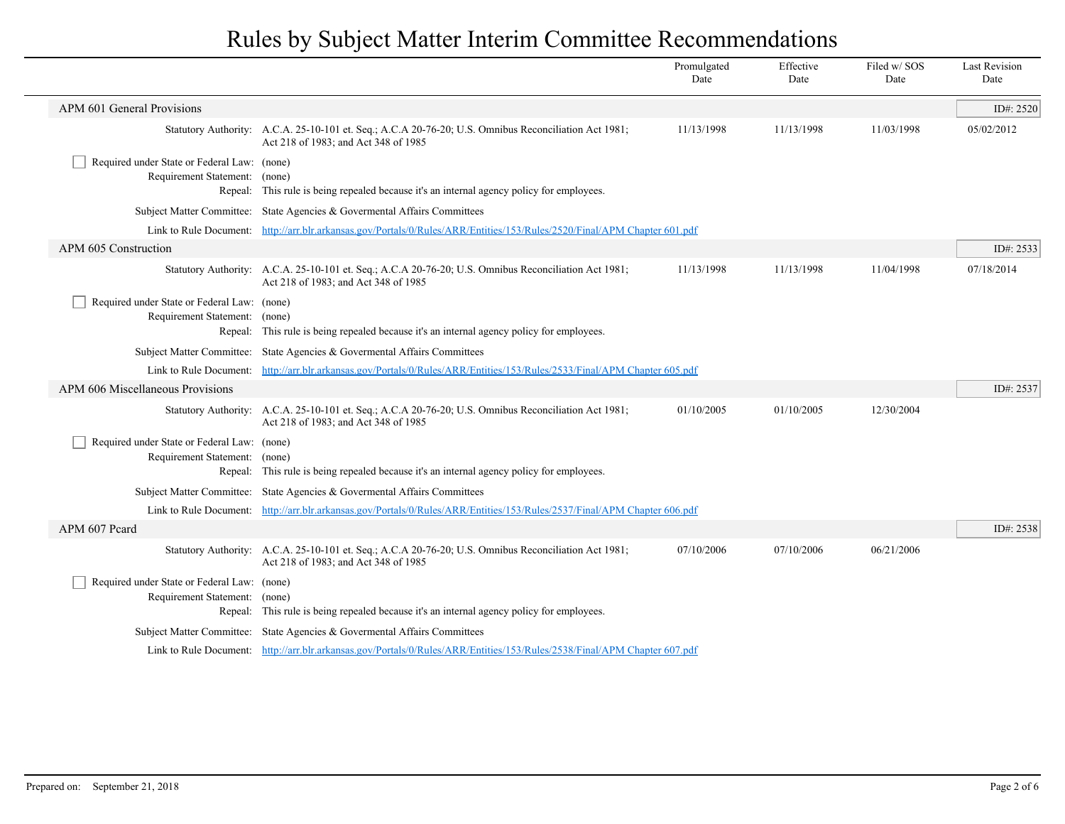# Rules by Subject Matter Interim Committee Recommendations

| | Promulgated Date | Effective Date | Filed w/ SOS Date | Last Revision Date |
|---|---|---|---|---|

## APM 601 General Provisions

ID#: 2520

| | | Promulgated Date | Effective Date | Filed w/ SOS Date | Last Revision Date |
|---|---|---|---|---|---|
| Statutory Authority: | A.C.A. 25-10-101 et. Seq.; A.C.A 20-76-20; U.S. Omnibus Reconciliation Act 1981; Act 218 of 1983; and Act 348 of 1985 | 11/13/1998 | 11/13/1998 | 11/03/1998 | 05/02/2012 |

☐ Required under State or Federal Law: (none)
Requirement Statement: (none)
Repeal: This rule is being repealed because it's an internal agency policy for employees.

Subject Matter Committee: State Agencies & Govermental Affairs Committees

Link to Rule Document: [http://arr.blr.arkansas.gov/Portals/0/Rules/ARR/Entities/153/Rules/2520/Final/APM Chapter 601.pdf](http://arr.blr.arkansas.gov/Portals/0/Rules/ARR/Entities/153/Rules/2520/Final/APM Chapter 601.pdf)

## APM 605 Construction

ID#: 2533

| | | Promulgated Date | Effective Date | Filed w/ SOS Date | Last Revision Date |
|---|---|---|---|---|---|
| Statutory Authority: | A.C.A. 25-10-101 et. Seq.; A.C.A 20-76-20; U.S. Omnibus Reconciliation Act 1981; Act 218 of 1983; and Act 348 of 1985 | 11/13/1998 | 11/13/1998 | 11/04/1998 | 07/18/2014 |

☐ Required under State or Federal Law: (none)
Requirement Statement: (none)
Repeal: This rule is being repealed because it's an internal agency policy for employees.

Subject Matter Committee: State Agencies & Govermental Affairs Committees

Link to Rule Document: [http://arr.blr.arkansas.gov/Portals/0/Rules/ARR/Entities/153/Rules/2533/Final/APM Chapter 605.pdf](http://arr.blr.arkansas.gov/Portals/0/Rules/ARR/Entities/153/Rules/2533/Final/APM Chapter 605.pdf)

## APM 606 Miscellaneous Provisions

ID#: 2537

| | | Promulgated Date | Effective Date | Filed w/ SOS Date | Last Revision Date |
|---|---|---|---|---|---|
| Statutory Authority: | A.C.A. 25-10-101 et. Seq.; A.C.A 20-76-20; U.S. Omnibus Reconciliation Act 1981; Act 218 of 1983; and Act 348 of 1985 | 01/10/2005 | 01/10/2005 | 12/30/2004 | |

☐ Required under State or Federal Law: (none)
Requirement Statement: (none)
Repeal: This rule is being repealed because it's an internal agency policy for employees.

Subject Matter Committee: State Agencies & Govermental Affairs Committees

Link to Rule Document: [http://arr.blr.arkansas.gov/Portals/0/Rules/ARR/Entities/153/Rules/2537/Final/APM Chapter 606.pdf](http://arr.blr.arkansas.gov/Portals/0/Rules/ARR/Entities/153/Rules/2537/Final/APM Chapter 606.pdf)

## APM 607 Pcard

ID#: 2538

| | | Promulgated Date | Effective Date | Filed w/ SOS Date | Last Revision Date |
|---|---|---|---|---|---|
| Statutory Authority: | A.C.A. 25-10-101 et. Seq.; A.C.A 20-76-20; U.S. Omnibus Reconciliation Act 1981; Act 218 of 1983; and Act 348 of 1985 | 07/10/2006 | 07/10/2006 | 06/21/2006 | |

☐ Required under State or Federal Law: (none)
Requirement Statement: (none)
Repeal: This rule is being repealed because it's an internal agency policy for employees.

Subject Matter Committee: State Agencies & Govermental Affairs Committees

Link to Rule Document: [http://arr.blr.arkansas.gov/Portals/0/Rules/ARR/Entities/153/Rules/2538/Final/APM Chapter 607.pdf](http://arr.blr.arkansas.gov/Portals/0/Rules/ARR/Entities/153/Rules/2538/Final/APM Chapter 607.pdf)

Prepared on: September 21, 2018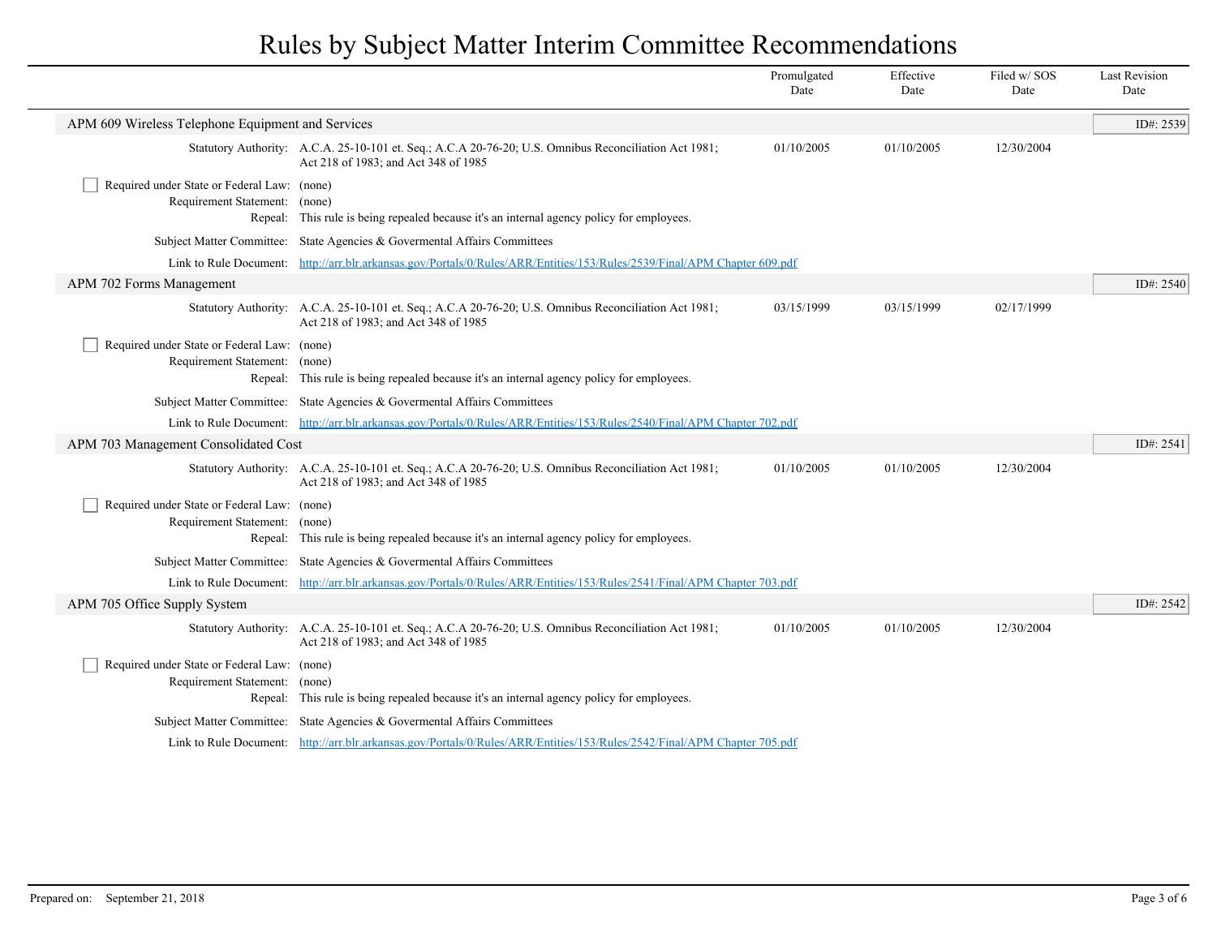# Rules by Subject Matter Interim Committee Recommendations

| | Promulgated Date | Effective Date | Filed w/ SOS Date | Last Revision Date |
|---|---|---|---|---|

## APM 609 Wireless Telephone Equipment and Services

ID#: 2539

| | | Promulgated Date | Effective Date | Filed w/ SOS Date | Last Revision Date |
|---|---|---|---|---|---|
| Statutory Authority: | A.C.A. 25-10-101 et. Seq.; A.C.A 20-76-20; U.S. Omnibus Reconciliation Act 1981; Act 218 of 1983; and Act 348 of 1985 | 01/10/2005 | 01/10/2005 | 12/30/2004 | |

☐ Required under State or Federal Law: (none)

Requirement Statement: (none)

Repeal: This rule is being repealed because it's an internal agency policy for employees.

Subject Matter Committee: State Agencies & Govermental Affairs Committees

Link to Rule Document: [http://arr.blr.arkansas.gov/Portals/0/Rules/ARR/Entities/153/Rules/2539/Final/APM Chapter 609.pdf](http://arr.blr.arkansas.gov/Portals/0/Rules/ARR/Entities/153/Rules/2539/Final/APM Chapter 609.pdf)

## APM 702 Forms Management

ID#: 2540

| | | Promulgated Date | Effective Date | Filed w/ SOS Date | Last Revision Date |
|---|---|---|---|---|---|
| Statutory Authority: | A.C.A. 25-10-101 et. Seq.; A.C.A 20-76-20; U.S. Omnibus Reconciliation Act 1981; Act 218 of 1983; and Act 348 of 1985 | 03/15/1999 | 03/15/1999 | 02/17/1999 | |

☐ Required under State or Federal Law: (none)

Requirement Statement: (none)

Repeal: This rule is being repealed because it's an internal agency policy for employees.

Subject Matter Committee: State Agencies & Govermental Affairs Committees

Link to Rule Document: [http://arr.blr.arkansas.gov/Portals/0/Rules/ARR/Entities/153/Rules/2540/Final/APM Chapter 702.pdf](http://arr.blr.arkansas.gov/Portals/0/Rules/ARR/Entities/153/Rules/2540/Final/APM Chapter 702.pdf)

## APM 703 Management Consolidated Cost

ID#: 2541

| | | Promulgated Date | Effective Date | Filed w/ SOS Date | Last Revision Date |
|---|---|---|---|---|---|
| Statutory Authority: | A.C.A. 25-10-101 et. Seq.; A.C.A 20-76-20; U.S. Omnibus Reconciliation Act 1981; Act 218 of 1983; and Act 348 of 1985 | 01/10/2005 | 01/10/2005 | 12/30/2004 | |

☐ Required under State or Federal Law: (none)

Requirement Statement: (none)

Repeal: This rule is being repealed because it's an internal agency policy for employees.

Subject Matter Committee: State Agencies & Govermental Affairs Committees

Link to Rule Document: [http://arr.blr.arkansas.gov/Portals/0/Rules/ARR/Entities/153/Rules/2541/Final/APM Chapter 703.pdf](http://arr.blr.arkansas.gov/Portals/0/Rules/ARR/Entities/153/Rules/2541/Final/APM Chapter 703.pdf)

## APM 705 Office Supply System

ID#: 2542

| | | Promulgated Date | Effective Date | Filed w/ SOS Date | Last Revision Date |
|---|---|---|---|---|---|
| Statutory Authority: | A.C.A. 25-10-101 et. Seq.; A.C.A 20-76-20; U.S. Omnibus Reconciliation Act 1981; Act 218 of 1983; and Act 348 of 1985 | 01/10/2005 | 01/10/2005 | 12/30/2004 | |

☐ Required under State or Federal Law: (none)

Requirement Statement: (none)

Repeal: This rule is being repealed because it's an internal agency policy for employees.

Subject Matter Committee: State Agencies & Govermental Affairs Committees

Link to Rule Document: [http://arr.blr.arkansas.gov/Portals/0/Rules/ARR/Entities/153/Rules/2542/Final/APM Chapter 705.pdf](http://arr.blr.arkansas.gov/Portals/0/Rules/ARR/Entities/153/Rules/2542/Final/APM Chapter 705.pdf)

Prepared on: September 21, 2018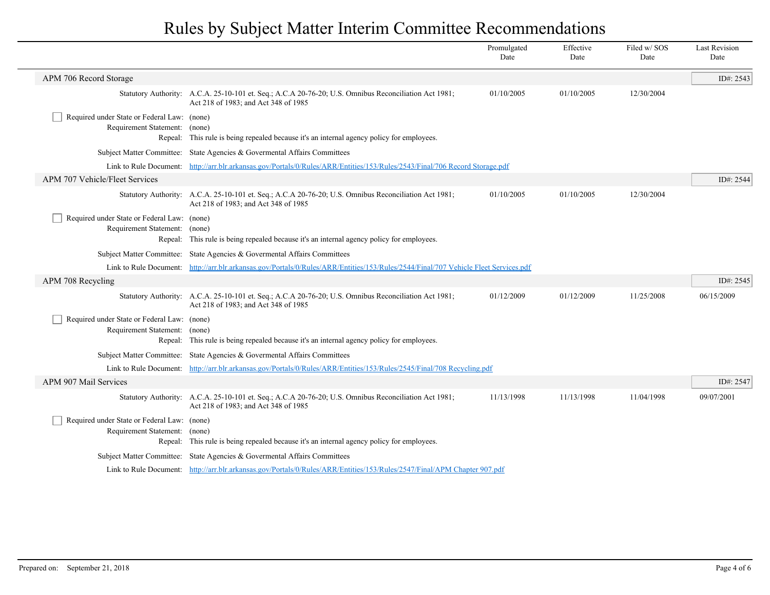# Rules by Subject Matter Interim Committee Recommendations

| | | Promulgated Date | Effective Date | Filed w/ SOS Date | Last Revision Date |
|---|---|---|---|---|---|

## APM 706 Record Storage

ID#: 2543

| | | Promulgated Date | Effective Date | Filed w/ SOS Date | Last Revision Date |
|---|---|---|---|---|---|
| Statutory Authority: | A.C.A. 25-10-101 et. Seq.; A.C.A 20-76-20; U.S. Omnibus Reconciliation Act 1981; Act 218 of 1983; and Act 348 of 1985 | 01/10/2005 | 01/10/2005 | 12/30/2004 | |

☐ Required under State or Federal Law: (none)

Requirement Statement: (none)

Repeal: This rule is being repealed because it's an internal agency policy for employees.

Subject Matter Committee: State Agencies & Govermental Affairs Committees

Link to Rule Document: [http://arr.blr.arkansas.gov/Portals/0/Rules/ARR/Entities/153/Rules/2543/Final/706 Record Storage.pdf](http://arr.blr.arkansas.gov/Portals/0/Rules/ARR/Entities/153/Rules/2543/Final/706 Record Storage.pdf)

## APM 707 Vehicle/Fleet Services

ID#: 2544

| | | Promulgated Date | Effective Date | Filed w/ SOS Date | Last Revision Date |
|---|---|---|---|---|---|
| Statutory Authority: | A.C.A. 25-10-101 et. Seq.; A.C.A 20-76-20; U.S. Omnibus Reconciliation Act 1981; Act 218 of 1983; and Act 348 of 1985 | 01/10/2005 | 01/10/2005 | 12/30/2004 | |

☐ Required under State or Federal Law: (none)

Requirement Statement: (none)

Repeal: This rule is being repealed because it's an internal agency policy for employees.

Subject Matter Committee: State Agencies & Govermental Affairs Committees

Link to Rule Document: [http://arr.blr.arkansas.gov/Portals/0/Rules/ARR/Entities/153/Rules/2544/Final/707 Vehicle Fleet Services.pdf](http://arr.blr.arkansas.gov/Portals/0/Rules/ARR/Entities/153/Rules/2544/Final/707 Vehicle Fleet Services.pdf)

## APM 708 Recycling

ID#: 2545

| | | Promulgated Date | Effective Date | Filed w/ SOS Date | Last Revision Date |
|---|---|---|---|---|---|
| Statutory Authority: | A.C.A. 25-10-101 et. Seq.; A.C.A 20-76-20; U.S. Omnibus Reconciliation Act 1981; Act 218 of 1983; and Act 348 of 1985 | 01/12/2009 | 01/12/2009 | 11/25/2008 | 06/15/2009 |

☐ Required under State or Federal Law: (none)

Requirement Statement: (none)

Repeal: This rule is being repealed because it's an internal agency policy for employees.

Subject Matter Committee: State Agencies & Govermental Affairs Committees

Link to Rule Document: [http://arr.blr.arkansas.gov/Portals/0/Rules/ARR/Entities/153/Rules/2545/Final/708 Recycling.pdf](http://arr.blr.arkansas.gov/Portals/0/Rules/ARR/Entities/153/Rules/2545/Final/708 Recycling.pdf)

## APM 907 Mail Services

ID#: 2547

| | | Promulgated Date | Effective Date | Filed w/ SOS Date | Last Revision Date |
|---|---|---|---|---|---|
| Statutory Authority: | A.C.A. 25-10-101 et. Seq.; A.C.A 20-76-20; U.S. Omnibus Reconciliation Act 1981; Act 218 of 1983; and Act 348 of 1985 | 11/13/1998 | 11/13/1998 | 11/04/1998 | 09/07/2001 |

☐ Required under State or Federal Law: (none)

Requirement Statement: (none)

Repeal: This rule is being repealed because it's an internal agency policy for employees.

Subject Matter Committee: State Agencies & Govermental Affairs Committees

Link to Rule Document: [http://arr.blr.arkansas.gov/Portals/0/Rules/ARR/Entities/153/Rules/2547/Final/APM Chapter 907.pdf](http://arr.blr.arkansas.gov/Portals/0/Rules/ARR/Entities/153/Rules/2547/Final/APM Chapter 907.pdf)

Prepared on: September 21, 2018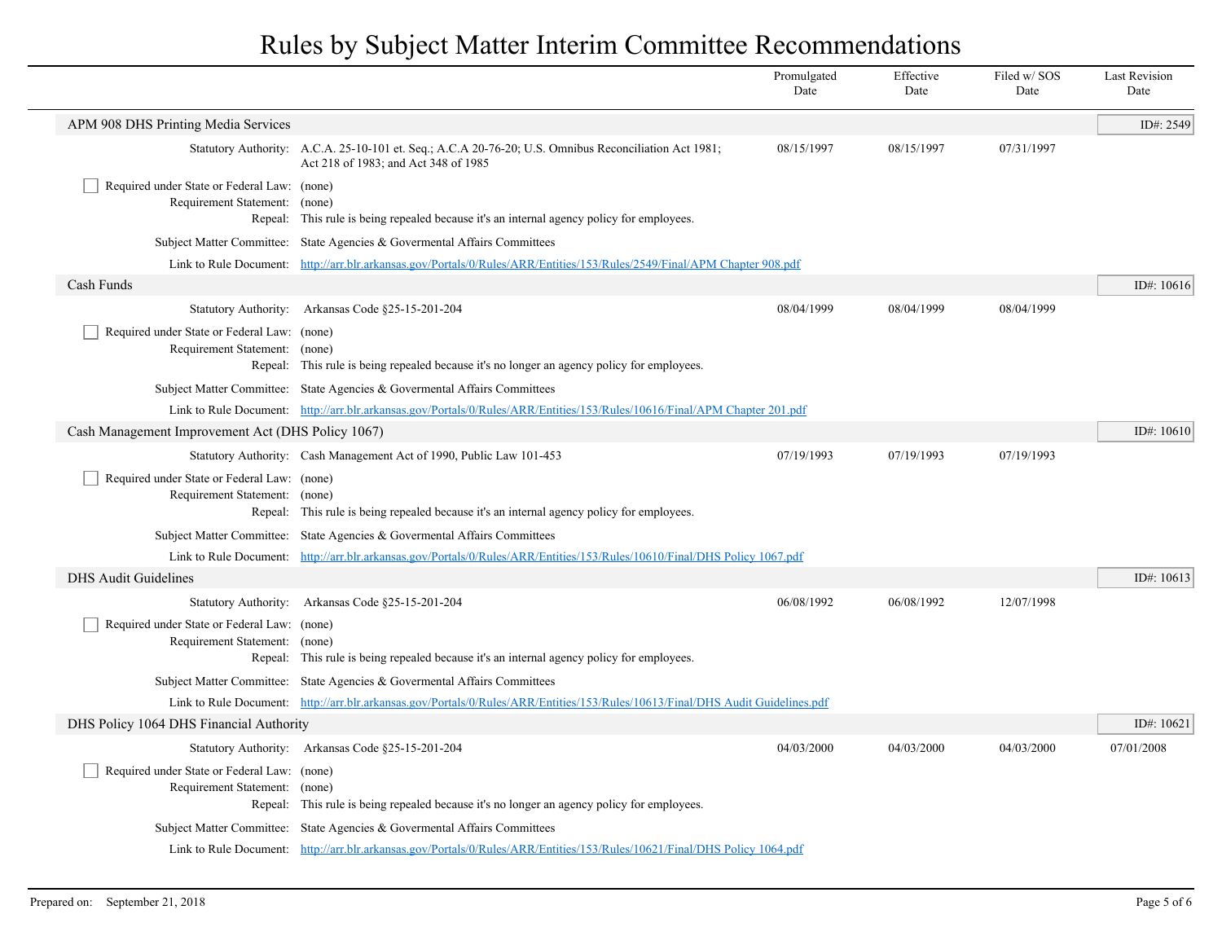# Rules by Subject Matter Interim Committee Recommendations

| | Promulgated Date | Effective Date | Filed w/ SOS Date | Last Revision Date |
|---|---|---|---|---|

## APM 908 DHS Printing Media Services

ID#: 2549

| | | Promulgated Date | Effective Date | Filed w/ SOS Date | Last Revision Date |
|---|---|---|---|---|---|
| Statutory Authority: | A.C.A. 25-10-101 et. Seq.; A.C.A 20-76-20; U.S. Omnibus Reconciliation Act 1981; Act 218 of 1983; and Act 348 of 1985 | 08/15/1997 | 08/15/1997 | 07/31/1997 | |

☐ Required under State or Federal Law: (none)

Requirement Statement: (none)

Repeal: This rule is being repealed because it's an internal agency policy for employees.

Subject Matter Committee: State Agencies & Govermental Affairs Committees

Link to Rule Document: http://arr.blr.arkansas.gov/Portals/0/Rules/ARR/Entities/153/Rules/2549/Final/APM Chapter 908.pdf

## Cash Funds

ID#: 10616

| | | Promulgated Date | Effective Date | Filed w/ SOS Date | Last Revision Date |
|---|---|---|---|---|---|
| Statutory Authority: | Arkansas Code §25-15-201-204 | 08/04/1999 | 08/04/1999 | 08/04/1999 | |

☐ Required under State or Federal Law: (none)

Requirement Statement: (none)

Repeal: This rule is being repealed because it's no longer an agency policy for employees.

Subject Matter Committee: State Agencies & Govermental Affairs Committees

Link to Rule Document: http://arr.blr.arkansas.gov/Portals/0/Rules/ARR/Entities/153/Rules/10616/Final/APM Chapter 201.pdf

## Cash Management Improvement Act (DHS Policy 1067)

ID#: 10610

| | | Promulgated Date | Effective Date | Filed w/ SOS Date | Last Revision Date |
|---|---|---|---|---|---|
| Statutory Authority: | Cash Management Act of 1990, Public Law 101-453 | 07/19/1993 | 07/19/1993 | 07/19/1993 | |

☐ Required under State or Federal Law: (none)

Requirement Statement: (none)

Repeal: This rule is being repealed because it's an internal agency policy for employees.

Subject Matter Committee: State Agencies & Govermental Affairs Committees

Link to Rule Document: http://arr.blr.arkansas.gov/Portals/0/Rules/ARR/Entities/153/Rules/10610/Final/DHS Policy 1067.pdf

## DHS Audit Guidelines

ID#: 10613

| | | Promulgated Date | Effective Date | Filed w/ SOS Date | Last Revision Date |
|---|---|---|---|---|---|
| Statutory Authority: | Arkansas Code §25-15-201-204 | 06/08/1992 | 06/08/1992 | 12/07/1998 | |

☐ Required under State or Federal Law: (none)

Requirement Statement: (none)

Repeal: This rule is being repealed because it's an internal agency policy for employees.

Subject Matter Committee: State Agencies & Govermental Affairs Committees

Link to Rule Document: http://arr.blr.arkansas.gov/Portals/0/Rules/ARR/Entities/153/Rules/10613/Final/DHS Audit Guidelines.pdf

## DHS Policy 1064 DHS Financial Authority

ID#: 10621

| | | Promulgated Date | Effective Date | Filed w/ SOS Date | Last Revision Date |
|---|---|---|---|---|---|
| Statutory Authority: | Arkansas Code §25-15-201-204 | 04/03/2000 | 04/03/2000 | 04/03/2000 | 07/01/2008 |

☐ Required under State or Federal Law: (none)

Requirement Statement: (none)

Repeal: This rule is being repealed because it's no longer an agency policy for employees.

Subject Matter Committee: State Agencies & Govermental Affairs Committees

Link to Rule Document: http://arr.blr.arkansas.gov/Portals/0/Rules/ARR/Entities/153/Rules/10621/Final/DHS Policy 1064.pdf

Prepared on: September 21, 2018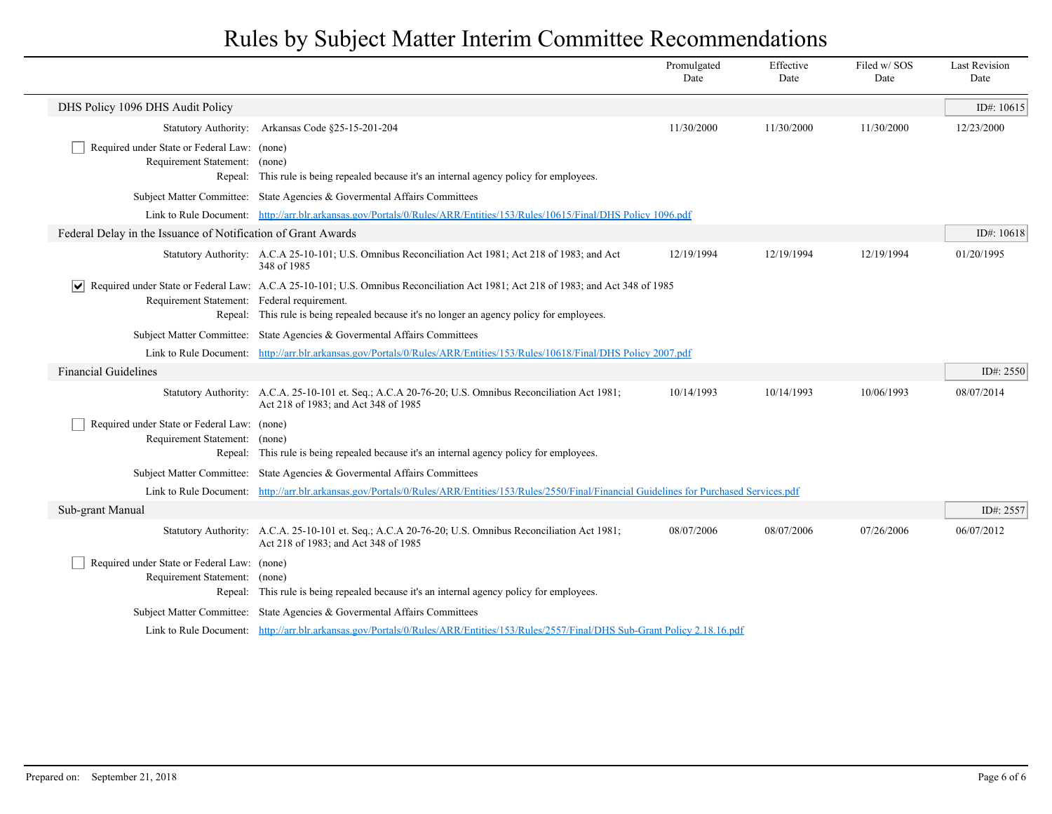# Rules by Subject Matter Interim Committee Recommendations

| | Promulgated Date | Effective Date | Filed w/ SOS Date | Last Revision Date |
|---|---|---|---|---|

## DHS Policy 1096 DHS Audit Policy

ID#: 10615

| | | Promulgated Date | Effective Date | Filed w/ SOS Date | Last Revision Date |
|---|---|---|---|---|---|
| Statutory Authority: | Arkansas Code §25-15-201-204 | 11/30/2000 | 11/30/2000 | 11/30/2000 | 12/23/2000 |

☐ Required under State or Federal Law: (none)
Requirement Statement: (none)
Repeal: This rule is being repealed because it's an internal agency policy for employees.

Subject Matter Committee: State Agencies & Govermental Affairs Committees
Link to Rule Document: http://arr.blr.arkansas.gov/Portals/0/Rules/ARR/Entities/153/Rules/10615/Final/DHS Policy 1096.pdf

## Federal Delay in the Issuance of Notification of Grant Awards

ID#: 10618

| | | Promulgated Date | Effective Date | Filed w/ SOS Date | Last Revision Date |
|---|---|---|---|---|---|
| Statutory Authority: | A.C.A 25-10-101; U.S. Omnibus Reconciliation Act 1981; Act 218 of 1983; and Act 348 of 1985 | 12/19/1994 | 12/19/1994 | 12/19/1994 | 01/20/1995 |

☑ Required under State or Federal Law: A.C.A 25-10-101; U.S. Omnibus Reconciliation Act 1981; Act 218 of 1983; and Act 348 of 1985
Requirement Statement: Federal requirement.
Repeal: This rule is being repealed because it's no longer an agency policy for employees.

Subject Matter Committee: State Agencies & Govermental Affairs Committees
Link to Rule Document: http://arr.blr.arkansas.gov/Portals/0/Rules/ARR/Entities/153/Rules/10618/Final/DHS Policy 2007.pdf

## Financial Guidelines

ID#: 2550

| | | Promulgated Date | Effective Date | Filed w/ SOS Date | Last Revision Date |
|---|---|---|---|---|---|
| Statutory Authority: | A.C.A. 25-10-101 et. Seq.; A.C.A 20-76-20; U.S. Omnibus Reconciliation Act 1981; Act 218 of 1983; and Act 348 of 1985 | 10/14/1993 | 10/14/1993 | 10/06/1993 | 08/07/2014 |

☐ Required under State or Federal Law: (none)
Requirement Statement: (none)
Repeal: This rule is being repealed because it's an internal agency policy for employees.

Subject Matter Committee: State Agencies & Govermental Affairs Committees
Link to Rule Document: http://arr.blr.arkansas.gov/Portals/0/Rules/ARR/Entities/153/Rules/2550/Final/Financial Guidelines for Purchased Services.pdf

## Sub-grant Manual

ID#: 2557

| | | Promulgated Date | Effective Date | Filed w/ SOS Date | Last Revision Date |
|---|---|---|---|---|---|
| Statutory Authority: | A.C.A. 25-10-101 et. Seq.; A.C.A 20-76-20; U.S. Omnibus Reconciliation Act 1981; Act 218 of 1983; and Act 348 of 1985 | 08/07/2006 | 08/07/2006 | 07/26/2006 | 06/07/2012 |

☐ Required under State or Federal Law: (none)
Requirement Statement: (none)
Repeal: This rule is being repealed because it's an internal agency policy for employees.

Subject Matter Committee: State Agencies & Govermental Affairs Committees
Link to Rule Document: http://arr.blr.arkansas.gov/Portals/0/Rules/ARR/Entities/153/Rules/2557/Final/DHS Sub-Grant Policy 2.18.16.pdf

Prepared on: September 21, 2018